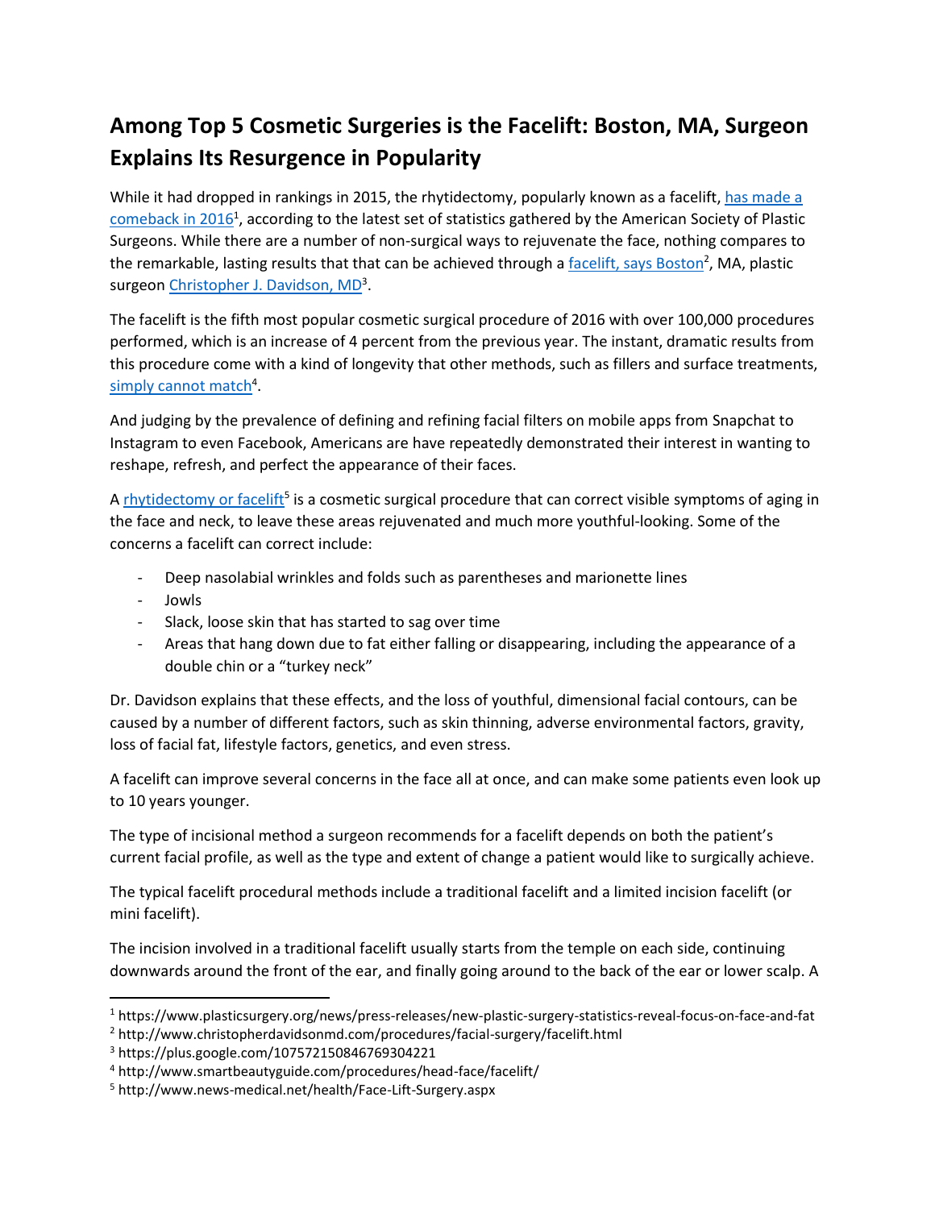# Among Top 5 Cosmetic Surgeries is the Facelift: Boston, MA, Surgeon Explains Its Resurgence in Popularity

While it had dropped in rankings in 2015, the rhytidectomy, popularly known as a facelift, has made a comeback in 2016[1], according to the latest set of statistics gathered by the American Society of Plastic Surgeons. While there are a number of non-surgical ways to rejuvenate the face, nothing compares to the remarkable, lasting results that that can be achieved through a facelift, says Boston[2], MA, plastic surgeon Christopher J. Davidson, MD[3].

The facelift is the fifth most popular cosmetic surgical procedure of 2016 with over 100,000 procedures performed, which is an increase of 4 percent from the previous year. The instant, dramatic results from this procedure come with a kind of longevity that other methods, such as fillers and surface treatments, simply cannot match[4].

And judging by the prevalence of defining and refining facial filters on mobile apps from Snapchat to Instagram to even Facebook, Americans are have repeatedly demonstrated their interest in wanting to reshape, refresh, and perfect the appearance of their faces.

A rhytidectomy or facelift[5] is a cosmetic surgical procedure that can correct visible symptoms of aging in the face and neck, to leave these areas rejuvenated and much more youthful-looking. Some of the concerns a facelift can correct include:

- Deep nasolabial wrinkles and folds such as parentheses and marionette lines
- Jowls
- Slack, loose skin that has started to sag over time
- Areas that hang down due to fat either falling or disappearing, including the appearance of a double chin or a "turkey neck"

Dr. Davidson explains that these effects, and the loss of youthful, dimensional facial contours, can be caused by a number of different factors, such as skin thinning, adverse environmental factors, gravity, loss of facial fat, lifestyle factors, genetics, and even stress.

A facelift can improve several concerns in the face all at once, and can make some patients even look up to 10 years younger.

The type of incisional method a surgeon recommends for a facelift depends on both the patient's current facial profile, as well as the type and extent of change a patient would like to surgically achieve.

The typical facelift procedural methods include a traditional facelift and a limited incision facelift (or mini facelift).

The incision involved in a traditional facelift usually starts from the temple on each side, continuing downwards around the front of the ear, and finally going around to the back of the ear or lower scalp. A

[1] https://www.plasticsurgery.org/news/press-releases/new-plastic-surgery-statistics-reveal-focus-on-face-and-fat
[2] http://www.christopherdavidsonmd.com/procedures/facial-surgery/facelift.html
[3] https://plus.google.com/107572150846769304221
[4] http://www.smartbeautyguide.com/procedures/head-face/facelift/
[5] http://www.news-medical.net/health/Face-Lift-Surgery.aspx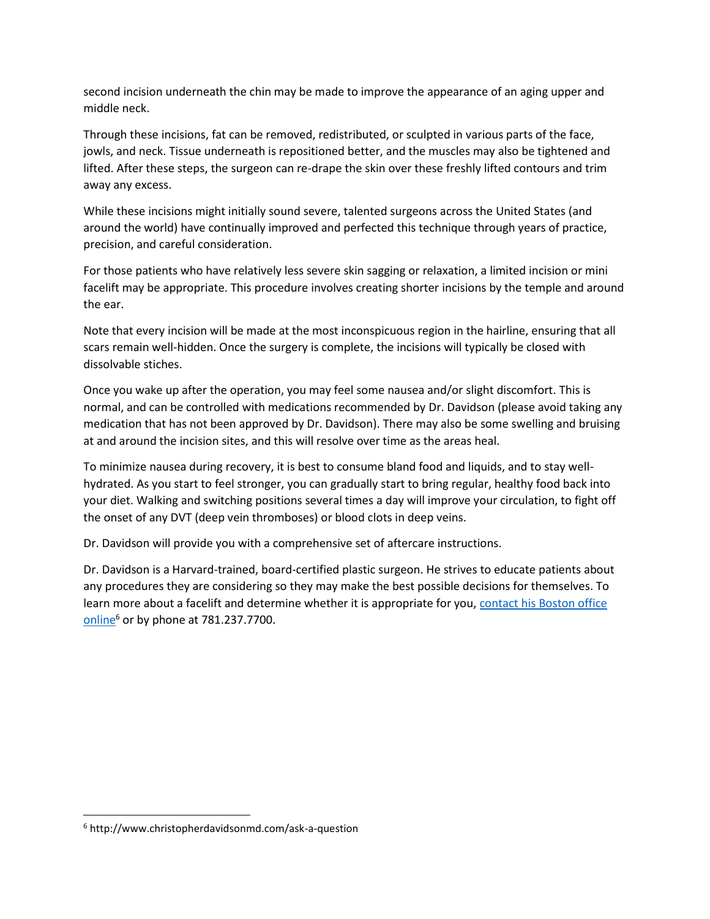second incision underneath the chin may be made to improve the appearance of an aging upper and middle neck.

Through these incisions, fat can be removed, redistributed, or sculpted in various parts of the face, jowls, and neck. Tissue underneath is repositioned better, and the muscles may also be tightened and lifted. After these steps, the surgeon can re-drape the skin over these freshly lifted contours and trim away any excess.

While these incisions might initially sound severe, talented surgeons across the United States (and around the world) have continually improved and perfected this technique through years of practice, precision, and careful consideration.

For those patients who have relatively less severe skin sagging or relaxation, a limited incision or mini facelift may be appropriate. This procedure involves creating shorter incisions by the temple and around the ear.

Note that every incision will be made at the most inconspicuous region in the hairline, ensuring that all scars remain well-hidden. Once the surgery is complete, the incisions will typically be closed with dissolvable stiches.

Once you wake up after the operation, you may feel some nausea and/or slight discomfort. This is normal, and can be controlled with medications recommended by Dr. Davidson (please avoid taking any medication that has not been approved by Dr. Davidson). There may also be some swelling and bruising at and around the incision sites, and this will resolve over time as the areas heal.

To minimize nausea during recovery, it is best to consume bland food and liquids, and to stay well-hydrated. As you start to feel stronger, you can gradually start to bring regular, healthy food back into your diet. Walking and switching positions several times a day will improve your circulation, to fight off the onset of any DVT (deep vein thromboses) or blood clots in deep veins.

Dr. Davidson will provide you with a comprehensive set of aftercare instructions.

Dr. Davidson is a Harvard-trained, board-certified plastic surgeon. He strives to educate patients about any procedures they are considering so they may make the best possible decisions for themselves. To learn more about a facelift and determine whether it is appropriate for you, [contact his Boston office online](http://www.christopherdavidsonmd.com/ask-a-question)[6] or by phone at 781.237.7700.

[6] http://www.christopherdavidsonmd.com/ask-a-question